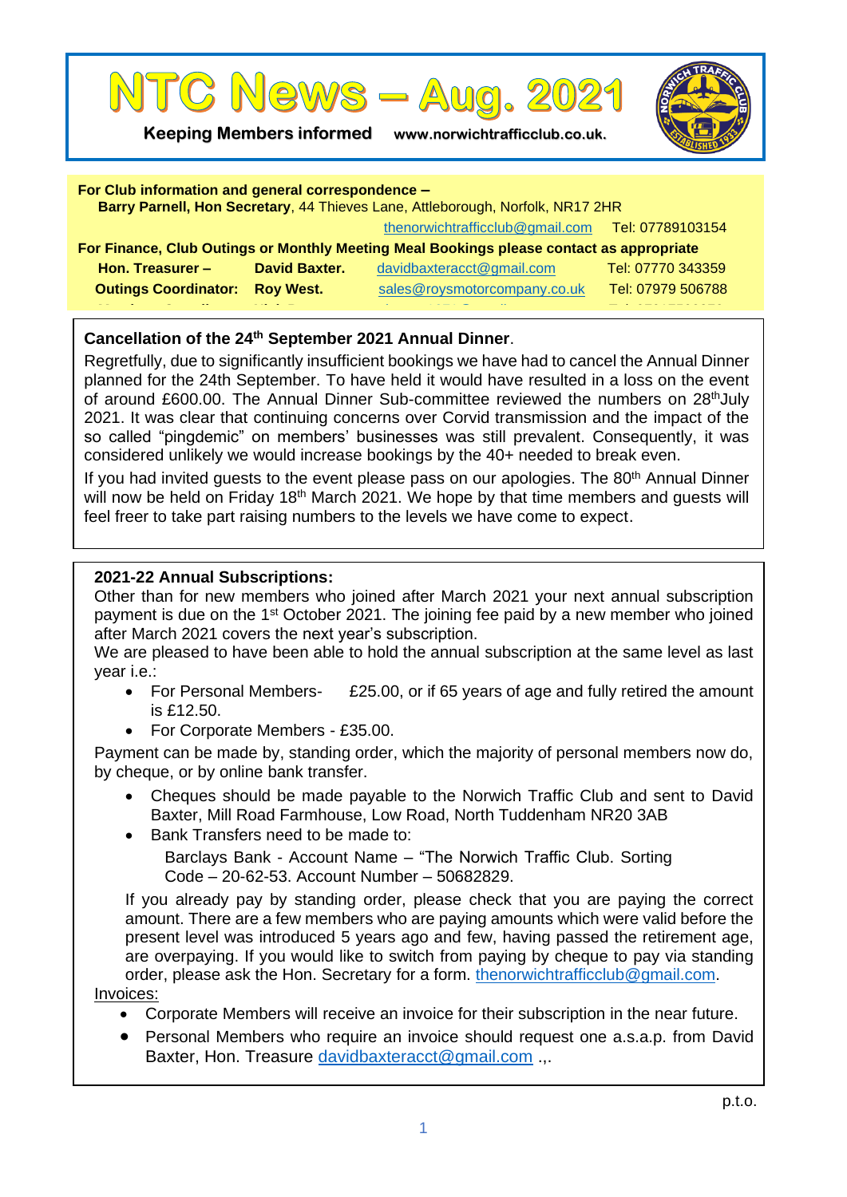# NTC News – Aug. 2021

**Keeping Members informed** www.norwichtrafficclub.co.uk.

**For Club information and general correspondence –**
**Barry Parnell, Hon Secretary**, 44 Thieves Lane, Attleborough, Norfolk, NR17 2HR
thenorwichtrafficclub@gmail.com Tel: 07789103154

**For Finance, Club Outings or Monthly Meeting Meal Bookings please contact as appropriate**

| | | | |
|---|---|---|---|
| **Hon. Treasurer –** | **David Baxter.** | davidbaxteracct@gmail.com | Tel: 07770 343359 |
| **Outings Coordinator:** | **Roy West.** | sales@roysmotorcompany.co.uk | Tel: 07979 506788 |

**Cancellation of the 24th September 2021 Annual Dinner**.

Regretfully, due to significantly insufficient bookings we have had to cancel the Annual Dinner planned for the 24th September. To have held it would have resulted in a loss on the event of around £600.00. The Annual Dinner Sub-committee reviewed the numbers on 28thJuly 2021. It was clear that continuing concerns over Corvid transmission and the impact of the so called "pingdemic" on members' businesses was still prevalent. Consequently, it was considered unlikely we would increase bookings by the 40+ needed to break even.

If you had invited guests to the event please pass on our apologies. The 80th Annual Dinner will now be held on Friday 18th March 2021. We hope by that time members and guests will feel freer to take part raising numbers to the levels we have come to expect.

**2021-22 Annual Subscriptions:**

Other than for new members who joined after March 2021 your next annual subscription payment is due on the 1st October 2021. The joining fee paid by a new member who joined after March 2021 covers the next year's subscription.

We are pleased to have been able to hold the annual subscription at the same level as last year i.e.:

- For Personal Members- £25.00, or if 65 years of age and fully retired the amount is £12.50.
- For Corporate Members - £35.00.

Payment can be made by, standing order, which the majority of personal members now do, by cheque, or by online bank transfer.

- Cheques should be made payable to the Norwich Traffic Club and sent to David Baxter, Mill Road Farmhouse, Low Road, North Tuddenham NR20 3AB
- Bank Transfers need to be made to:

  Barclays Bank - Account Name – "The Norwich Traffic Club. Sorting Code – 20-62-53. Account Number – 50682829.

If you already pay by standing order, please check that you are paying the correct amount. There are a few members who are paying amounts which were valid before the present level was introduced 5 years ago and few, having passed the retirement age, are overpaying. If you would like to switch from paying by cheque to pay via standing order, please ask the Hon. Secretary for a form. thenorwichtrafficclub@gmail.com.

Invoices:

- Corporate Members will receive an invoice for their subscription in the near future.
- Personal Members who require an invoice should request one a.s.a.p. from David Baxter, Hon. Treasure davidbaxteracct@gmail.com .,.

p.t.o.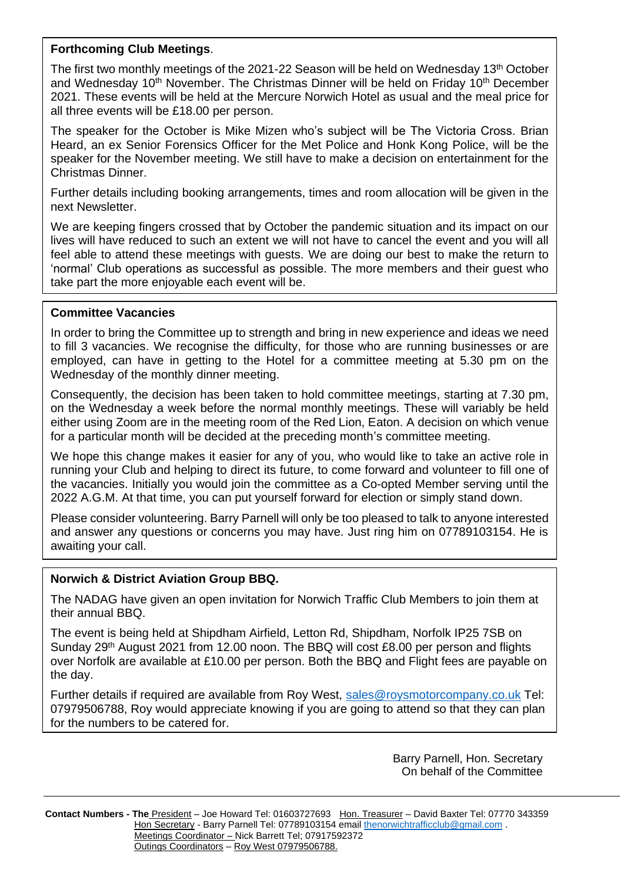**Forthcoming Club Meetings**.

The first two monthly meetings of the 2021-22 Season will be held on Wednesday 13th October and Wednesday 10th November. The Christmas Dinner will be held on Friday 10th December 2021. These events will be held at the Mercure Norwich Hotel as usual and the meal price for all three events will be £18.00 per person.

The speaker for the October is Mike Mizen who's subject will be The Victoria Cross. Brian Heard, an ex Senior Forensics Officer for the Met Police and Honk Kong Police, will be the speaker for the November meeting. We still have to make a decision on entertainment for the Christmas Dinner.

Further details including booking arrangements, times and room allocation will be given in the next Newsletter.

We are keeping fingers crossed that by October the pandemic situation and its impact on our lives will have reduced to such an extent we will not have to cancel the event and you will all feel able to attend these meetings with guests. We are doing our best to make the return to 'normal' Club operations as successful as possible. The more members and their guest who take part the more enjoyable each event will be.

**Committee Vacancies**

In order to bring the Committee up to strength and bring in new experience and ideas we need to fill 3 vacancies. We recognise the difficulty, for those who are running businesses or are employed, can have in getting to the Hotel for a committee meeting at 5.30 pm on the Wednesday of the monthly dinner meeting.

Consequently, the decision has been taken to hold committee meetings, starting at 7.30 pm, on the Wednesday a week before the normal monthly meetings. These will variably be held either using Zoom are in the meeting room of the Red Lion, Eaton. A decision on which venue for a particular month will be decided at the preceding month's committee meeting.

We hope this change makes it easier for any of you, who would like to take an active role in running your Club and helping to direct its future, to come forward and volunteer to fill one of the vacancies. Initially you would join the committee as a Co-opted Member serving until the 2022 A.G.M. At that time, you can put yourself forward for election or simply stand down.

Please consider volunteering. Barry Parnell will only be too pleased to talk to anyone interested and answer any questions or concerns you may have. Just ring him on 07789103154. He is awaiting your call.

**Norwich & District Aviation Group BBQ.**

The NADAG have given an open invitation for Norwich Traffic Club Members to join them at their annual BBQ.

The event is being held at Shipdham Airfield, Letton Rd, Shipdham, Norfolk IP25 7SB on Sunday 29th August 2021 from 12.00 noon. The BBQ will cost £8.00 per person and flights over Norfolk are available at £10.00 per person. Both the BBQ and Flight fees are payable on the day.

Further details if required are available from Roy West, sales@roysmotorcompany.co.uk Tel: 07979506788, Roy would appreciate knowing if you are going to attend so that they can plan for the numbers to be catered for.

Barry Parnell, Hon. Secretary
On behalf of the Committee

**Contact Numbers - The** President – Joe Howard Tel: 01603727693 Hon. Treasurer – David Baxter Tel: 07770 343359
Hon Secretary - Barry Parnell Tel: 07789103154 email thenorwichtrafficclub@gmail.com .
Meetings Coordinator – Nick Barrett Tel; 07917592372
Outings Coordinators – Roy West 07979506788.